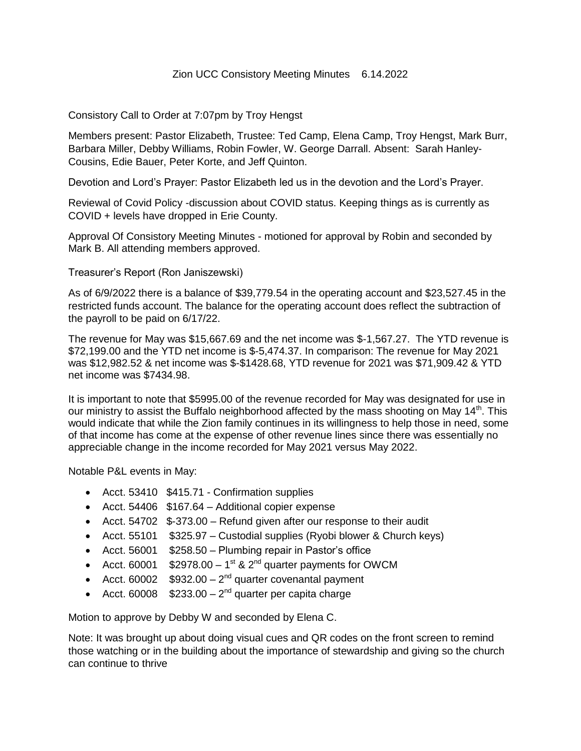# Zion UCC Consistory Meeting Minutes 6.14.2022

Consistory Call to Order at 7:07pm by Troy Hengst

Members present: Pastor Elizabeth, Trustee: Ted Camp, Elena Camp, Troy Hengst, Mark Burr, Barbara Miller, Debby Williams, Robin Fowler, W. George Darrall. Absent: Sarah Hanley-Cousins, Edie Bauer, Peter Korte, and Jeff Quinton.

Devotion and Lord's Prayer: Pastor Elizabeth led us in the devotion and the Lord's Prayer.

Reviewal of Covid Policy -discussion about COVID status. Keeping things as is currently as COVID + levels have dropped in Erie County.

Approval Of Consistory Meeting Minutes - motioned for approval by Robin and seconded by Mark B. All attending members approved.

Treasurer's Report (Ron Janiszewski)

As of 6/9/2022 there is a balance of $39,779.54 in the operating account and $23,527.45 in the restricted funds account. The balance for the operating account does reflect the subtraction of the payroll to be paid on 6/17/22.

The revenue for May was $15,667.69 and the net income was $-1,567.27. The YTD revenue is $72,199.00 and the YTD net income is $-5,474.37. In comparison: The revenue for May 2021 was $12,982.52 & net income was $-$1428.68, YTD revenue for 2021 was $71,909.42 & YTD net income was $7434.98.

It is important to note that $5995.00 of the revenue recorded for May was designated for use in our ministry to assist the Buffalo neighborhood affected by the mass shooting on May 14th. This would indicate that while the Zion family continues in its willingness to help those in need, some of that income has come at the expense of other revenue lines since there was essentially no appreciable change in the income recorded for May 2021 versus May 2022.

Notable P&L events in May:

- Acct. 53410 $415.71 - Confirmation supplies
- Acct. 54406 $167.64 – Additional copier expense
- Acct. 54702 $-373.00 – Refund given after our response to their audit
- Acct. 55101 $325.97 – Custodial supplies (Ryobi blower & Church keys)
- Acct. 56001 $258.50 – Plumbing repair in Pastor's office
- Acct. 60001 $2978.00 – 1st & 2nd quarter payments for OWCM
- Acct. 60002 $932.00 – 2nd quarter covenantal payment
- Acct. 60008 $233.00 – 2nd quarter per capita charge

Motion to approve by Debby W and seconded by Elena C.

Note: It was brought up about doing visual cues and QR codes on the front screen to remind those watching or in the building about the importance of stewardship and giving so the church can continue to thrive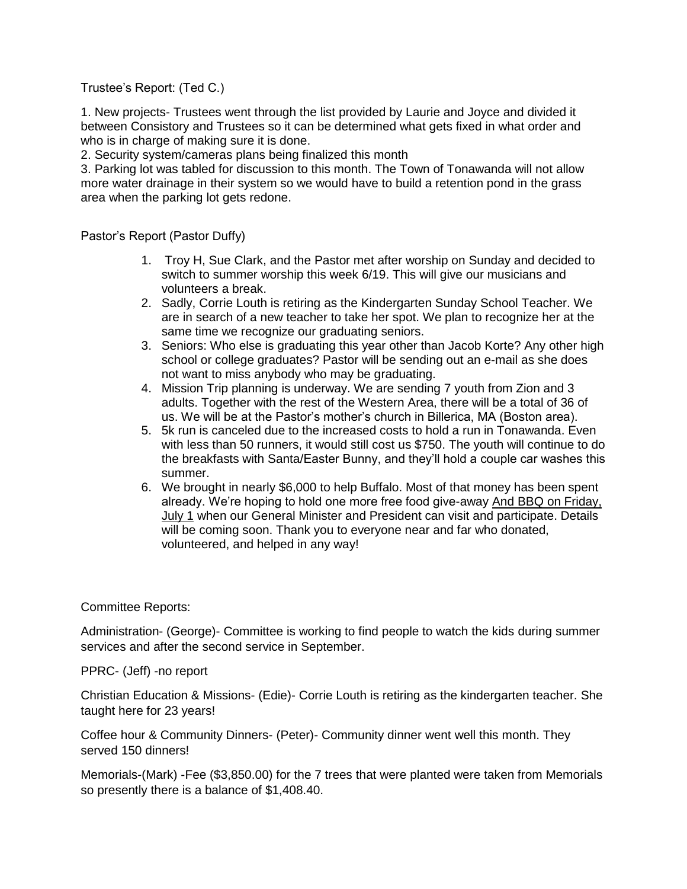Trustee's Report: (Ted C.)

1. New projects- Trustees went through the list provided by Laurie and Joyce and divided it between Consistory and Trustees so it can be determined what gets fixed in what order and who is in charge of making sure it is done.
2. Security system/cameras plans being finalized this month
3. Parking lot was tabled for discussion to this month. The Town of Tonawanda will not allow more water drainage in their system so we would have to build a retention pond in the grass area when the parking lot gets redone.

Pastor's Report (Pastor Duffy)

1. Troy H, Sue Clark, and the Pastor met after worship on Sunday and decided to switch to summer worship this week 6/19. This will give our musicians and volunteers a break.
2. Sadly, Corrie Louth is retiring as the Kindergarten Sunday School Teacher. We are in search of a new teacher to take her spot. We plan to recognize her at the same time we recognize our graduating seniors.
3. Seniors: Who else is graduating this year other than Jacob Korte? Any other high school or college graduates? Pastor will be sending out an e-mail as she does not want to miss anybody who may be graduating.
4. Mission Trip planning is underway. We are sending 7 youth from Zion and 3 adults. Together with the rest of the Western Area, there will be a total of 36 of us. We will be at the Pastor's mother's church in Billerica, MA (Boston area).
5. 5k run is canceled due to the increased costs to hold a run in Tonawanda. Even with less than 50 runners, it would still cost us $750. The youth will continue to do the breakfasts with Santa/Easter Bunny, and they'll hold a couple car washes this summer.
6. We brought in nearly $6,000 to help Buffalo. Most of that money has been spent already. We're hoping to hold one more free food give-away <u>And BBQ on Friday, July 1</u> when our General Minister and President can visit and participate. Details will be coming soon. Thank you to everyone near and far who donated, volunteered, and helped in any way!

Committee Reports:

Administration- (George)- Committee is working to find people to watch the kids during summer services and after the second service in September.

PPRC- (Jeff) -no report

Christian Education & Missions- (Edie)- Corrie Louth is retiring as the kindergarten teacher. She taught here for 23 years!

Coffee hour & Community Dinners- (Peter)- Community dinner went well this month. They served 150 dinners!

Memorials-(Mark) -Fee ($3,850.00) for the 7 trees that were planted were taken from Memorials so presently there is a balance of $1,408.40.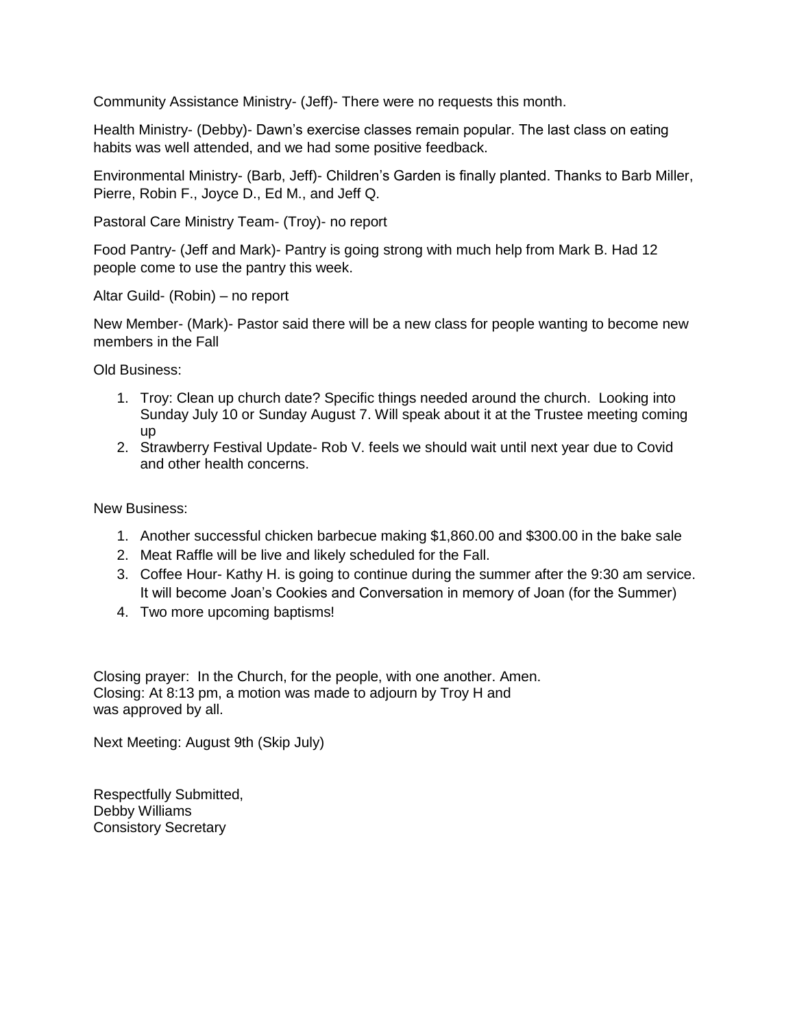Community Assistance Ministry- (Jeff)- There were no requests this month.

Health Ministry- (Debby)- Dawn's exercise classes remain popular. The last class on eating habits was well attended, and we had some positive feedback.

Environmental Ministry- (Barb, Jeff)- Children's Garden is finally planted. Thanks to Barb Miller, Pierre, Robin F., Joyce D., Ed M., and Jeff Q.

Pastoral Care Ministry Team- (Troy)- no report

Food Pantry- (Jeff and Mark)- Pantry is going strong with much help from Mark B. Had 12 people come to use the pantry this week.

Altar Guild- (Robin) – no report

New Member- (Mark)- Pastor said there will be a new class for people wanting to become new members in the Fall

Old Business:

1. Troy: Clean up church date? Specific things needed around the church. Looking into Sunday July 10 or Sunday August 7. Will speak about it at the Trustee meeting coming up
2. Strawberry Festival Update- Rob V. feels we should wait until next year due to Covid and other health concerns.

New Business:

1. Another successful chicken barbecue making $1,860.00 and $300.00 in the bake sale
2. Meat Raffle will be live and likely scheduled for the Fall.
3. Coffee Hour- Kathy H. is going to continue during the summer after the 9:30 am service. It will become Joan's Cookies and Conversation in memory of Joan (for the Summer)
4. Two more upcoming baptisms!

Closing prayer: In the Church, for the people, with one another. Amen.
Closing: At 8:13 pm, a motion was made to adjourn by Troy H and was approved by all.

Next Meeting: August 9th (Skip July)

Respectfully Submitted,
Debby Williams
Consistory Secretary